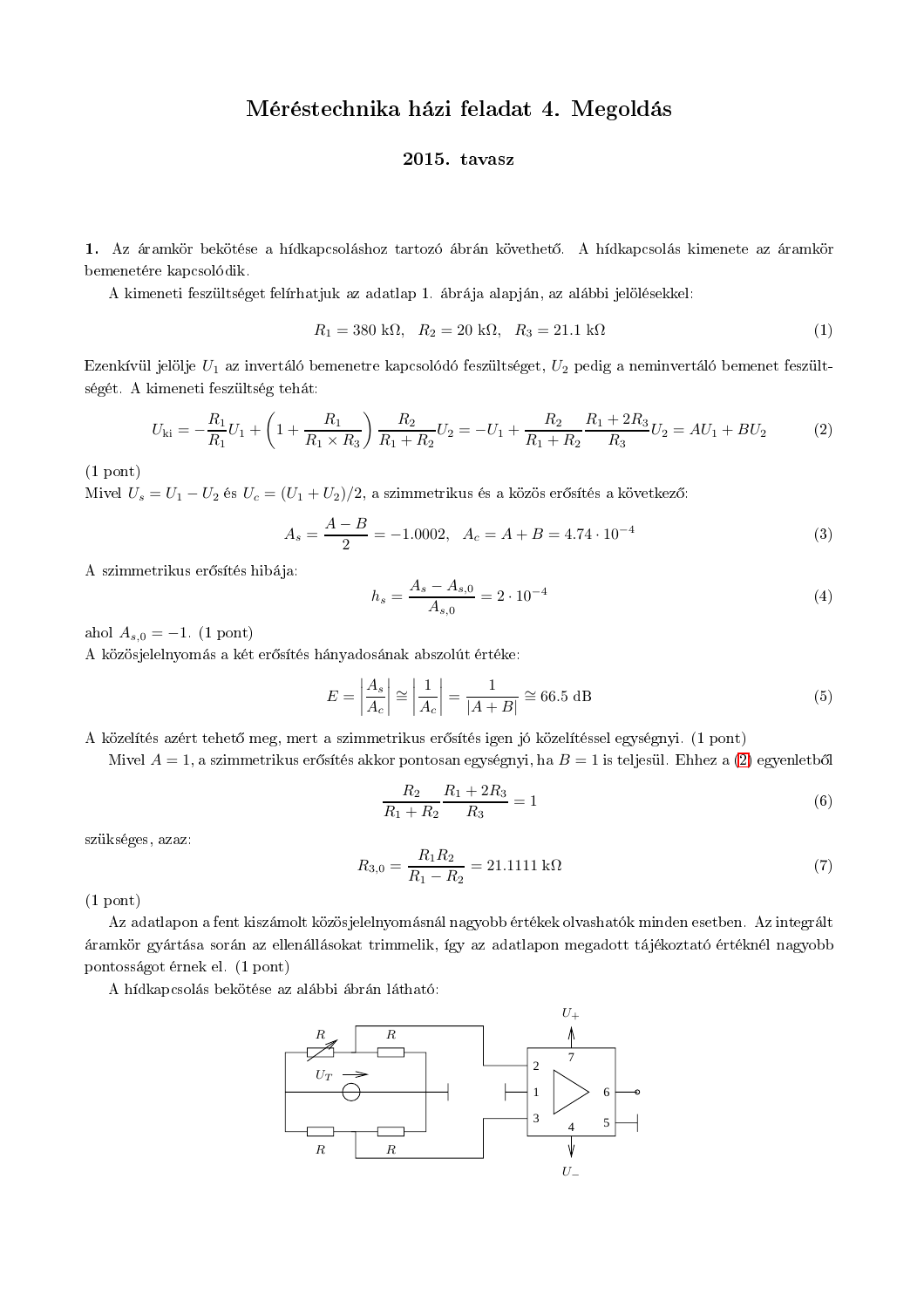# Méréstechnika házi feladat 4. Megoldás

## 2015. tavasz

**1.** Az áramkör bekötése a hídkapcsoláshoz tartozó ábrán követhető. A hídkapcsolás kimenete az áramkör bemenetére kapcsolódik.

A kimeneti feszültséget felírhatjuk az adatlap 1. ábrája alapján, az alábbi jelölésekkel:

$$R_1 = 380\ \text{k}\Omega,\quad R_2 = 20\ \text{k}\Omega,\quad R_3 = 21.1\ \text{k}\Omega \tag{1}$$

Ezenkívül jelölje $U_1$ az invertáló bemenetre kapcsolódó feszültséget, $U_2$ pedig a neminvertáló bemenet feszültségét. A kimeneti feszültség tehát:

$$U_{\text{ki}} = -\frac{R_1}{R_1}U_1 + \left(1 + \frac{R_1}{R_1 \times R_3}\right)\frac{R_2}{R_1 + R_2}U_2 = -U_1 + \frac{R_2}{R_1 + R_2}\frac{R_1 + 2R_3}{R_3}U_2 = AU_1 + BU_2 \tag{2}$$

(1 pont)

Mivel $U_s = U_1 - U_2$ és $U_c = (U_1 + U_2)/2$, a szimmetrikus és a közös erősítés a következő:

$$A_s = \frac{A - B}{2} = -1.0002,\quad A_c = A + B = 4.74 \cdot 10^{-4} \tag{3}$$

A szimmetrikus erősítés hibája:

$$h_s = \frac{A_s - A_{s,0}}{A_{s,0}} = 2 \cdot 10^{-4} \tag{4}$$

ahol $A_{s,0} = -1$. (1 pont)

A közösjelelnyomás a két erősítés hányadosának abszolút értéke:

$$E = \left|\frac{A_s}{A_c}\right| \cong \left|\frac{1}{A_c}\right| = \frac{1}{|A + B|} \cong 66.5\ \text{dB} \tag{5}$$

A közelítés azért tehető meg, mert a szimmetrikus erősítés igen jó közelítéssel egységnyi. (1 pont)

Mivel $A = 1$, a szimmetrikus erősítés akkor pontosan egységnyi, ha $B = 1$ is teljesül. Ehhez a (2) egyenletből

$$\frac{R_2}{R_1 + R_2}\frac{R_1 + 2R_3}{R_3} = 1 \tag{6}$$

szükséges, azaz:

$$R_{3,0} = \frac{R_1 R_2}{R_1 - R_2} = 21.1111\ \text{k}\Omega \tag{7}$$

(1 pont)

Az adatlapon a fent kiszámolt közösjelelnyomásnál nagyobb értékek olvashatók minden esetben. Az integrált áramkör gyártása során az ellenállásokat trimmelik, így az adatlapon megadott tájékoztató értéknél nagyobb pontosságot érnek el. (1 pont)

A hídkapcsolás bekötése az alábbi ábrán látható: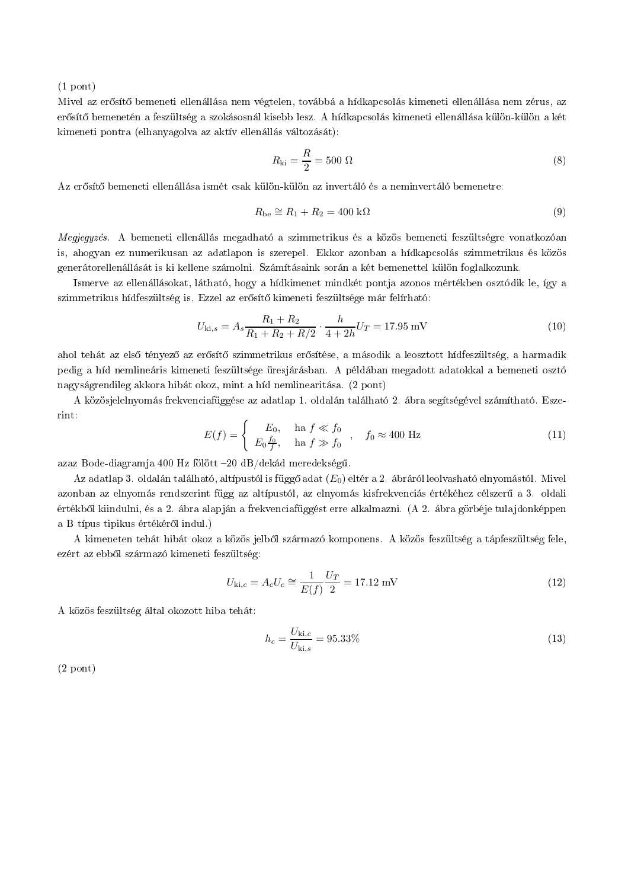(1 pont)

Mivel az erősítő bemeneti ellenállása nem végtelen, továbbá a hídkapcsolás kimeneti ellenállása nem zérus, az erősítő bemenetén a feszültség a szokásosnál kisebb lesz. A hídkapcsolás kimeneti ellenállása külön-külön a két kimeneti pontra (elhanyagolva az aktív ellenállás változását):

$$R_{\mathrm{ki}} = \frac{R}{2} = 500\ \Omega \tag{8}$$

Az erősítő bemeneti ellenállása ismét csak külön-külön az invertáló és a neminvertáló bemenetre:

$$R_{\mathrm{be}} \cong R_1 + R_2 = 400\ \mathrm{k}\Omega \tag{9}$$

*Megjegyzés.* A bemeneti ellenállás megadható a szimmetrikus és a közös bemeneti feszültségre vonatkozóan is, ahogyan ez numerikusan az adatlapon is szerepel. Ekkor azonban a hídkapcsolás szimmetrikus és közös generátorellenállását is ki kellene számolni. Számításaink során a két bemenettel külön foglalkozunk.

Ismerve az ellenállásokat, látható, hogy a hídkimenet mindkét pontja azonos mértékben osztódik le, így a szimmetrikus hídfeszültség is. Ezzel az erősítő kimeneti feszültsége már felírható:

$$U_{\mathrm{ki},s} = A_s \frac{R_1 + R_2}{R_1 + R_2 + R/2} \cdot \frac{h}{4 + 2h} U_T = 17.95\ \mathrm{mV} \tag{10}$$

ahol tehát az első tényező az erősítő szimmetrikus erősítése, a második a leosztott hídfeszültség, a harmadik pedig a híd nemlineáris kimeneti feszültsége üresjárásban. A példában megadott adatokkal a bemeneti osztó nagyságrendileg akkora hibát okoz, mint a híd nemlinearitása. (2 pont)

A közösjelelnyomás frekvenciafüggése az adatlap 1. oldalán található 2. ábra segítségével számítható. Eszerint:

$$E(f) = \begin{cases} E_0, & \text{ha } f \ll f_0 \\ E_0 \frac{f_0}{f}, & \text{ha } f \gg f_0 \end{cases}, \quad f_0 \approx 400\ \mathrm{Hz} \tag{11}$$

azaz Bode-diagramja 400 Hz fölött −20 dB/dekád meredekségű.

Az adatlap 3. oldalán található, altípustól is függő adat ($E_0$) eltér a 2. ábráról leolvasható elnyomástól. Mivel azonban az elnyomás rendszerint függ az altípustól, az elnyomás kisfrekvenciás értékéhez célszerű a 3. oldali értékből kiindulni, és a 2. ábra alapján a frekvenciafüggést erre alkalmazni. (A 2. ábra görbéje tulajdonképpen a B típus tipikus értékéről indul.)

A kimeneten tehát hibát okoz a közös jelből származó komponens. A közös feszültség a tápfeszültség fele, ezért az ebből származó kimeneti feszültség:

$$U_{\mathrm{ki},c} = A_c U_c \cong \frac{1}{E(f)} \frac{U_T}{2} = 17.12\ \mathrm{mV} \tag{12}$$

A közös feszültség által okozott hiba tehát:

$$h_c = \frac{U_{\mathrm{ki},c}}{U_{\mathrm{ki},s}} = 95.33\% \tag{13}$$

(2 pont)